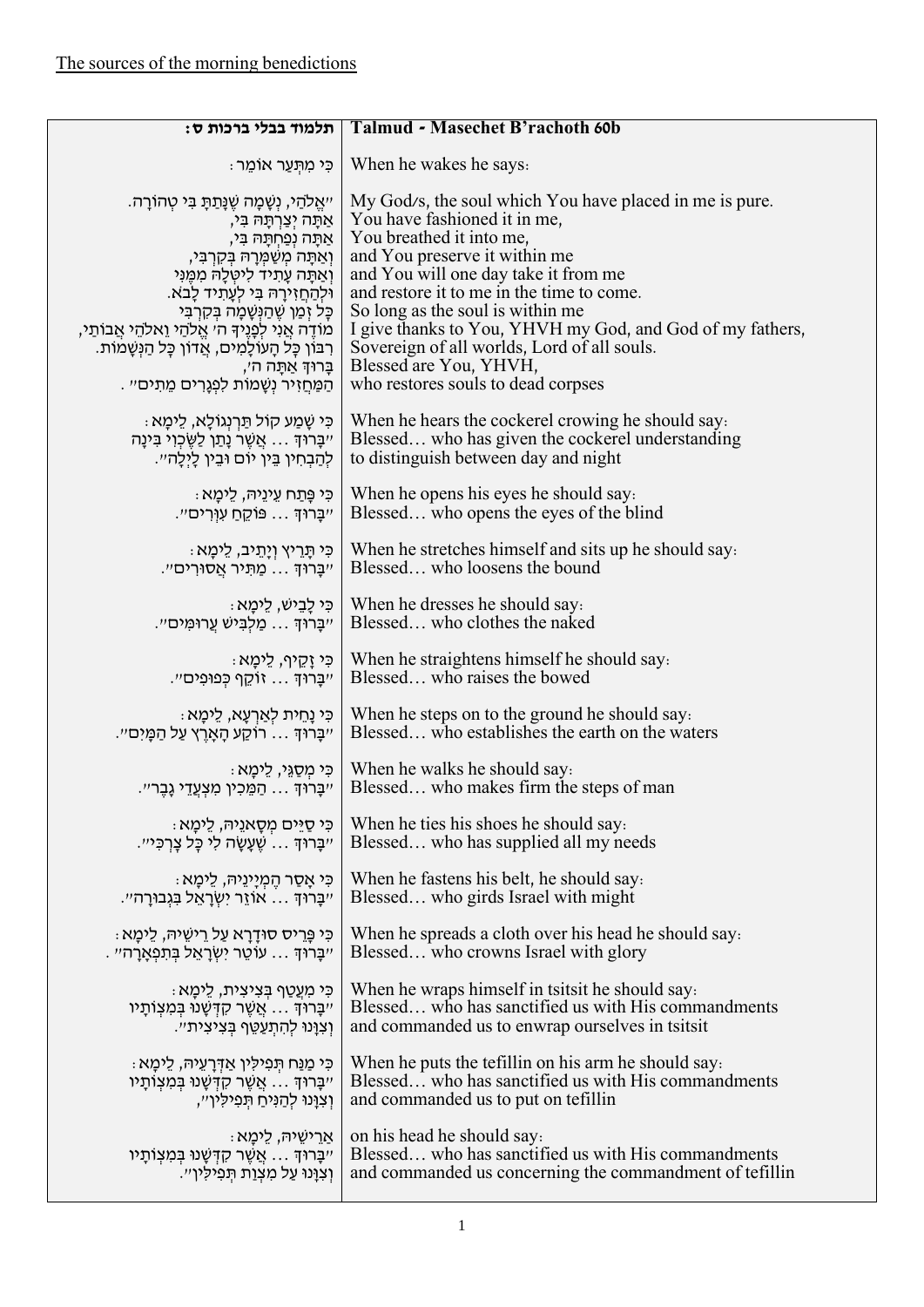The sources of the morning benedictions

| תלמוד בבלי ברכות ס: | Talmud - Masechet B'rachoth 60b |
|---|---|
| כִּי מִתְּעַר אוֹמֵר: | When he wakes he says: |
| "אֱלֹהַי, נְשָׁמָה שֶׁנָּתַתָּ בִּי טְהוֹרָה.<br>אַתָּה יְצַרְתָּהּ בִּי,<br>אַתָּה נְפַחְתָּהּ בִּי,<br>וְאַתָּה מְשַׁמְּרָהּ בְּקִרְבִּי,<br>וְאַתָּה עָתִיד לִיטְּלָהּ מִמֶּנִּי<br>וּלְהַחֲזִירָהּ בִּי לֶעָתִיד לָבֹא.<br>כָּל זְמַן שֶׁהַנְּשָׁמָה בְּקִרְבִּי<br>מוֹדֶה אֲנִי לְפָנֶיךָ ה' אֱלֹהַי וֵאלֹהֵי אֲבוֹתַי,<br>רִבּוֹן כָּל הָעוֹלָמִים, אֲדוֹן כָּל הַנְּשָׁמוֹת.<br>בָּרוּךְ אַתָּה ה',<br>הַמַּחֲזִיר נְשָׁמוֹת לִפְגָרִים מֵתִים". | My God/s, the soul which You have placed in me is pure.<br>You have fashioned it in me,<br>You breathed it into me,<br>and You preserve it within me<br>and You will one day take it from me<br>and restore it to me in the time to come.<br>So long as the soul is within me<br>I give thanks to You, YHVH my God, and God of my fathers,<br>Sovereign of all worlds, Lord of all souls.<br>Blessed are You, YHVH,<br>who restores souls to dead corpses |
| כִּי שָׁמַע קוֹל תַּרְנְגוֹלָא, לֵימָא:<br>"בָּרוּךְ ... אֲשֶׁר נָתַן לַשֶּׂכְוִי בִינָה<br>לְהַבְחִין בֵּין יוֹם וּבֵין לָיְלָה". | When he hears the cockerel crowing he should say:<br>Blessed… who has given the cockerel understanding<br>to distinguish between day and night |
| כִּי פָּתַח עֵינֵיהּ, לֵימָא:<br>"בָּרוּךְ ... פּוֹקֵחַ עִוְרִים". | When he opens his eyes he should say:<br>Blessed… who opens the eyes of the blind |
| כִּי תָּרֵיץ וְיָתֵיב, לֵימָא:<br>"בָּרוּךְ ... מַתִּיר אֲסוּרִים". | When he stretches himself and sits up he should say:<br>Blessed… who loosens the bound |
| כִּי לָבֵישׁ, לֵימָא:<br>"בָּרוּךְ ... מַלְבִּישׁ עֲרוּמִּים". | When he dresses he should say:<br>Blessed… who clothes the naked |
| כִּי זָקֵיף, לֵימָא:<br>"בָּרוּךְ ... זוֹקֵף כְּפוּפִים". | When he straightens himself he should say:<br>Blessed… who raises the bowed |
| כִּי נָחֵית לְאַרְעָא, לֵימָא:<br>"בָּרוּךְ ... רוֹקַע הָאָרֶץ עַל הַמָּיִם". | When he steps on to the ground he should say:<br>Blessed… who establishes the earth on the waters |
| כִּי מְסַגֵּי, לֵימָא:<br>"בָּרוּךְ ... הַמֵּכִין מִצְעֲדֵי גָבֶר". | When he walks he should say:<br>Blessed… who makes firm the steps of man |
| כִּי סַיֵּים מְסָאנֵיהּ, לֵימָא:<br>"בָּרוּךְ ... שֶׁעָשָׂה לִי כָּל צָרְכִּי". | When he ties his shoes he should say:<br>Blessed… who has supplied all my needs |
| כִּי אָסַר הֶמְיָינֵיהּ, לֵימָא:<br>"בָּרוּךְ ... אוֹזֵר יִשְׂרָאֵל בִּגְבוּרָה". | When he fastens his belt, he should say:<br>Blessed… who girds Israel with might |
| כִּי פָּרֵיס סוּדָרָא עַל רֵישֵׁיהּ, לֵימָא:<br>"בָּרוּךְ ... עוֹטֵר יִשְׂרָאֵל בְּתִפְאָרָה". | When he spreads a cloth over his head he should say:<br>Blessed… who crowns Israel with glory |
| כִּי מִעֲטַף בְּצִיצִית, לֵימָא:<br>"בָּרוּךְ ... אֲשֶׁר קִדְּשָׁנוּ בְּמִצְוֹתָיו<br>וְצִוָּנוּ לְהִתְעַטֵּף בְּצִיצִית". | When he wraps himself in tsitsit he should say:<br>Blessed… who has sanctified us with His commandments<br>and commanded us to enwrap ourselves in tsitsit |
| כִּי מַנַּח תְּפִילִּין אַדְּרָעֵיהּ, לֵימָא:<br>"בָּרוּךְ ... אֲשֶׁר קִדְּשָׁנוּ בְּמִצְוֹתָיו<br>וְצִוָּנוּ לְהָנִיחַ תְּפִילִּין", | When he puts the tefillin on his arm he should say:<br>Blessed… who has sanctified us with His commandments<br>and commanded us to put on tefillin |
| אַרֵישֵׁיהּ, לֵימָא:<br>"בָּרוּךְ ... אֲשֶׁר קִדְּשָׁנוּ בְּמִצְוֹתָיו<br>וְצִוָּנוּ עַל מִצְוַת תְּפִילִּין". | on his head he should say:<br>Blessed… who has sanctified us with His commandments<br>and commanded us concerning the commandment of tefillin |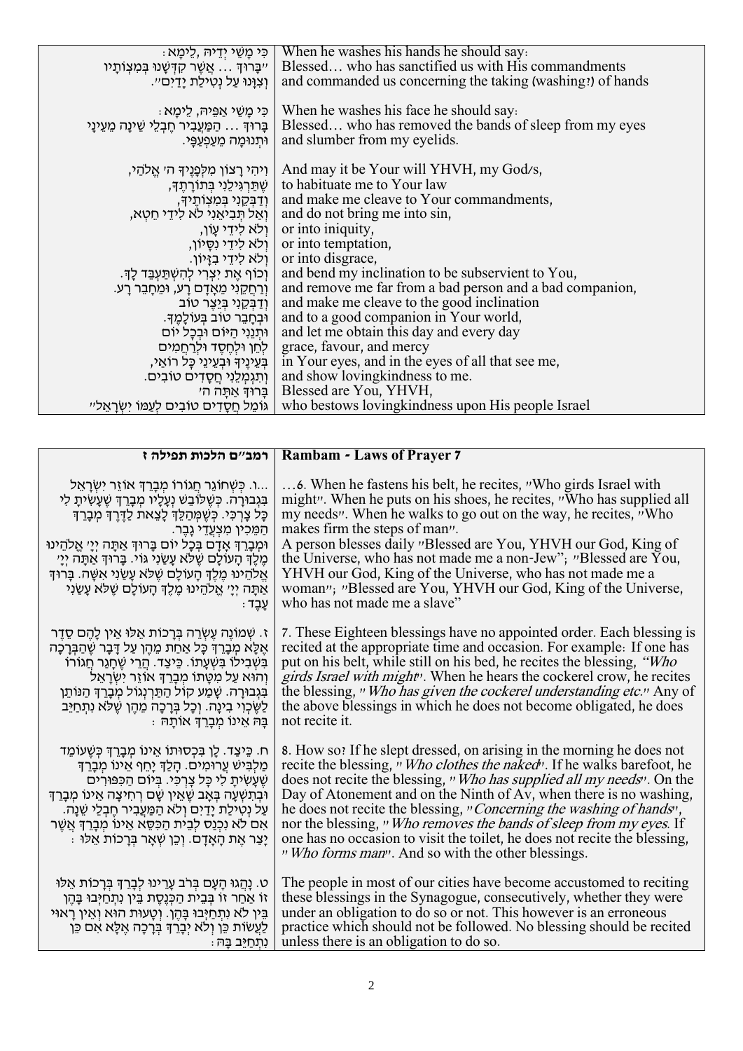| | |
|---|---|
| כִּי מָשֵׁי יְדֵיהּ, לֵימָא: "בָּרוּךְ ... אֲשֶׁר קִדְּשָׁנוּ בְּמִצְוֹתָיו וְצִוָּנוּ עַל נְטִילַת יָדַיִם". | When he washes his hands he should say: Blessed… who has sanctified us with His commandments and commanded us concerning the taking (washing?) of hands |
| כִּי מָשֵׁי אַפֵּיהּ, לֵימָא: בָּרוּךְ ... הַמַּעֲבִיר חֶבְלֵי שֵׁינָה מֵעֵינַי וּתְנוּמָה מֵעַפְעַפָּי. | When he washes his face he should say: Blessed… who has removed the bands of sleep from my eyes and slumber from my eyelids. |
| וִיהִי רָצוֹן מִלְּפָנֶיךָ ה' אֱלֹהַי, שֶׁתַּרְגִּילֵנִי בְּתוֹרָתֶךָ, וְדַבְּקֵנִי בְּמִצְוֹתֶיךָ, וְאַל תְּבִיאֵנִי לֹא לִידֵי חֵטְא, וְלֹא לִידֵי עָוֹן, וְלֹא לִידֵי נִסָּיוֹן, וְלֹא לִידֵי בִזָּיוֹן. וְכוֹף אֶת יִצְרִי לְהִשְׁתַּעְבֵּד לָךְ. וְרַחֲקֵנִי מֵאָדָם רָע, וּמֵחָבֵר רָע. וְדַבְּקֵנִי בְּיֵצֶר טוֹב וּבְחָבֵר טוֹב בְּעוֹלָמֶךָ. וּתְנֵנִי הַיּוֹם וּבְכָל יוֹם לְחֵן וּלְחֶסֶד וּלְרַחֲמִים בְּעֵינֶיךָ וּבְעֵינֵי כָל רוֹאַי, וְתִגְמְלֵנִי חֲסָדִים טוֹבִים. בָּרוּךְ אַתָּה ה' גּוֹמֵל חֲסָדִים טוֹבִים לְעַמּוֹ יִשְׂרָאֵל" | And may it be Your will YHVH, my God/s, to habituate me to Your law and make me cleave to Your commandments, and do not bring me into sin, or into iniquity, or into temptation, or into disgrace, and bend my inclination to be subservient to You, and remove me far from a bad person and a bad companion, and make me cleave to the good inclination and to a good companion in Your world, and let me obtain this day and every day grace, favour, and mercy in Your eyes, and in the eyes of all that see me, and show lovingkindness to me. Blessed are You, YHVH, who bestows lovingkindness upon His people Israel |

| רמב"ם הלכות תפילה ז | Rambam - Laws of Prayer 7 |
|---|---|
| ...ו. כְּשֶׁחוֹגֵר חֲגוֹרוֹ מְבָרֵךְ אוֹזֵר יִשְׂרָאֵל בִּגְבוּרָה. כְּשֶׁלּוֹבֵשׁ נַעֲלָיו מְבָרֵךְ שֶׁעָשִׂיתָ לִּי כָּל צָרְכִּי. כְּשֶׁמְּהַלֵּךְ לָצֵאת לַדֶּרֶךְ מְבָרֵךְ הַמֵּכִין מִצְעֲדֵי גָבֶר. וּמְבָרֵךְ אָדָם בְּכָל יוֹם בָּרוּךְ אַתָּה יְיָ אֱלֹהֵינוּ מֶלֶךְ הָעוֹלָם שֶׁלֹּא עָשַׂנִי גּוֹי. בָּרוּךְ אַתָּה יְיָ אֱלֹהֵינוּ מֶלֶךְ הָעוֹלָם שֶׁלֹּא עָשַׂנִי אִשָּׁה. בָּרוּךְ אַתָּה יְיָ אֱלֹהֵינוּ מֶלֶךְ הָעוֹלָם שֶׁלֹּא עָשַׂנִי עָבֶד: | …6. When he fastens his belt, he recites, "Who girds Israel with might". When he puts on his shoes, he recites, "Who has supplied all my needs". When he walks to go out on the way, he recites, "Who makes firm the steps of man". A person blesses daily "Blessed are You, YHVH our God, King of the Universe, who has not made me a non-Jew"; "Blessed are You, YHVH our God, King of the Universe, who has not made me a woman"; "Blessed are You, YHVH our God, King of the Universe, who has not made me a slave" |
| ז. שְׁמוֹנֶה עֶשְׂרֵה בְּרָכוֹת אֵלּוּ אֵין לָהֶם סֵדֶר אֶלָּא מְבָרֵךְ כָּל אַחַת מֵהֶן עַל דָּבָר שֶׁהַבְּרָכָה בִּשְׁבִילוֹ בִּשְׁעָתוֹ. כֵּיצַד. הֲרֵי שֶׁחָגַר חֲגוֹרוֹ וְהוּא עַל מִטָּתוֹ מְבָרֵךְ אוֹזֵר יִשְׂרָאֵל בִּגְבוּרָה. שָׁמַע קוֹל הַתַּרְנְגוֹל מְבָרֵךְ הַנּוֹתֵן לַשֶּׂכְוִי בִינָה. וְכָל בְּרָכָה מֵהֶן שֶׁלֹּא נִתְחַיֵּב בָּהּ אֵינוֹ מְבָרֵךְ אוֹתָהּ: | 7. These Eighteen blessings have no appointed order. Each blessing is recited at the appropriate time and occasion. For example: If one has put on his belt, while still on his bed, he recites the blessing, *"Who girds Israel with might"*. When he hears the cockerel crow, he recites the blessing, *"Who has given the cockerel understanding etc."* Any of the above blessings in which he does not become obligated, he does not recite it. |
| ח. כֵּיצַד. לָן בִּכְסוּתוֹ אֵינוֹ מְבָרֵךְ כְּשֶׁעוֹמֵד מַלְבִּישׁ עֲרוּמִּים. הָלַךְ יָחֵף אֵינוֹ מְבָרֵךְ שֶׁעָשִׂיתָ לִּי כָּל צָרְכִּי. בְּיוֹם הַכִּפּוּרִים וּבְתִשְׁעָה בְּאָב שֶׁאֵין שָׁם רְחִיצָה אֵינוֹ מְבָרֵךְ עַל נְטִילַת יָדַיִם וְלֹא הַמַּעֲבִיר חֶבְלֵי שֵׁנָה. אִם לֹא נִכְנַס לְבֵית הַכִּסֵּא אֵינוֹ מְבָרֵךְ אֲשֶׁר יָצַר אֶת הָאָדָם. וְכֵן שְׁאָר בְּרָכוֹת אֵלּוּ: | 8. How so? If he slept dressed, on arising in the morning he does not recite the blessing, *"Who clothes the naked"*. If he walks barefoot, he does not recite the blessing, *"Who has supplied all my needs"*. On the Day of Atonement and on the Ninth of Av, when there is no washing, he does not recite the blessing, *"Concerning the washing of hands"*, nor the blessing, *"Who removes the bands of sleep from my eyes*. If one has no occasion to visit the toilet, he does not recite the blessing, *"Who forms man"*. And so with the other blessings. |
| ט. נָהֲגוּ הָעָם בְּרֹב עָרֵינוּ לְבָרֵךְ בְּרָכוֹת אֵלּוּ זוֹ אַחַר זוֹ בְּבֵית הַכְּנֶסֶת בֵּין נִתְחַיְּבוּ בָּהֶן בֵּין לֹא נִתְחַיְּבוּ בָּהֶן. וְטָעוּת הוּא וְאֵין רָאוּי לַעֲשׂוֹת כֵּן וְלֹא יְבָרֵךְ בְּרָכָה אֶלָּא אִם כֵּן נִתְחַיֵּב בָּהּ: | The people in most of our cities have become accustomed to reciting these blessings in the Synagogue, consecutively, whether they were under an obligation to do so or not. This however is an erroneous practice which should not be followed. No blessing should be recited unless there is an obligation to do so. |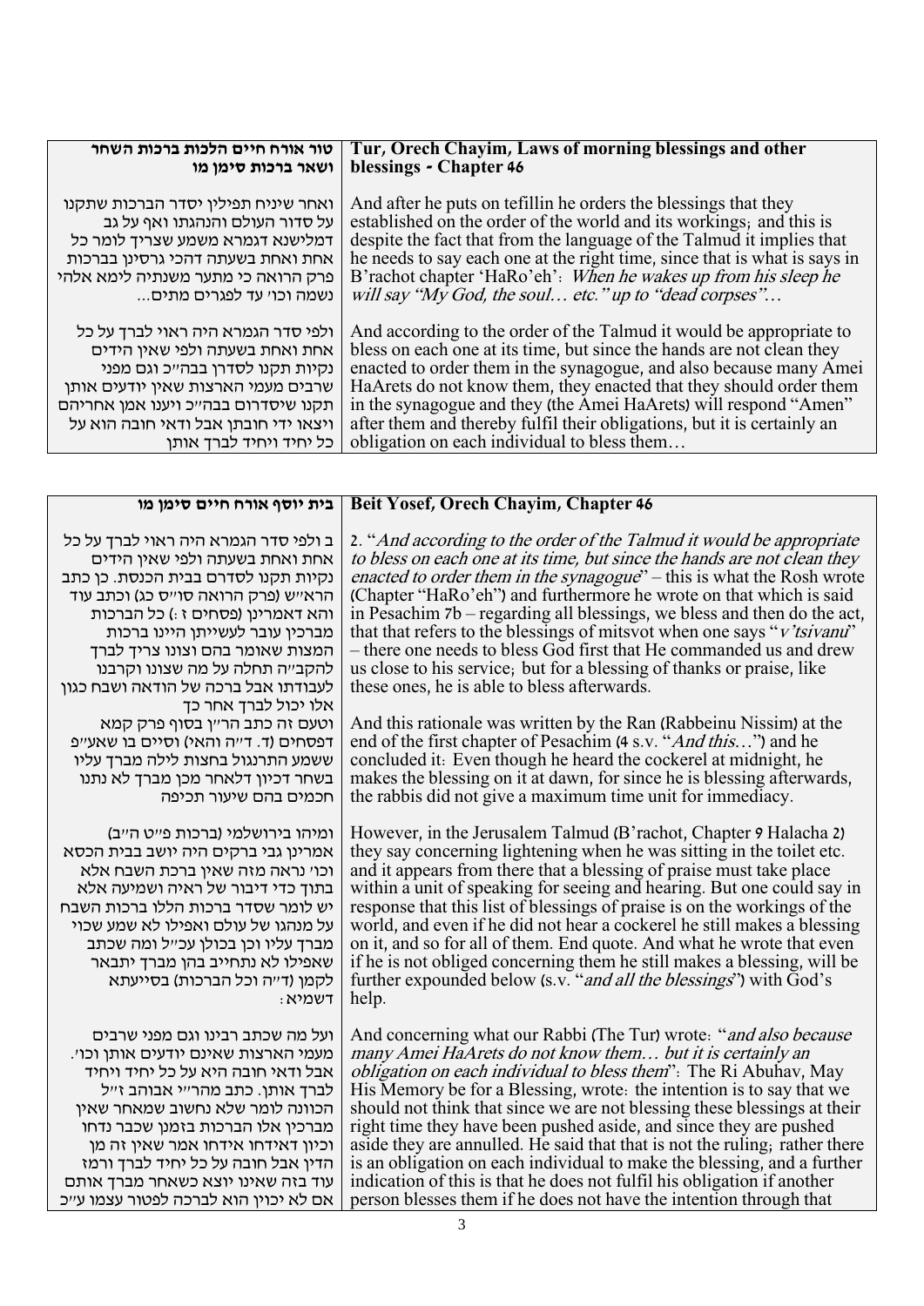| טור אורח חיים הלכות ברכות השחר ושאר ברכות סימן מו | Tur, Orech Chayim, Laws of morning blessings and other blessings - Chapter 46 |
|---|---|
| ואחר שיניח תפילין יסדר הברכות שתקנו על סדור העולם והנהגתו ואף על גב דמלישנא דגמרא משמע שצריך לומר כל אחת ואחת בשעתה דהכי גרסינן בברכות פרק הרואה כי מתער משנתיה לימא אלהי נשמה וכו' עד לפגרים מתים... | And after he puts on tefillin he orders the blessings that they established on the order of the world and its workings; and this is despite the fact that from the language of the Talmud it implies that he needs to say each one at the right time, since that is what is says in B'rachot chapter 'HaRo'eh': *When he wakes up from his sleep he will say "My God, the soul… etc." up to "dead corpses"*… |
| ולפי סדר הגמרא היה ראוי לברך על כל אחת ואחת בשעתה ולפי שאין הידים נקיות תקנו לסדרן בבה"כ וגם מפני שרבים מעמי הארצות שאין יודעים אותן תקנו שיסדרום בבה"כ ויענו אמן אחריהם ויצאו ידי חובתן אבל ודאי חובה הוא על כל יחיד ויחיד לברך אותן | And according to the order of the Talmud it would be appropriate to bless on each one at its time, but since the hands are not clean they enacted to order them in the synagogue, and also because many Amei HaArets do not know them, they enacted that they should order them in the synagogue and they (the Amei HaArets) will respond "Amen" after them and thereby fulfil their obligations, but it is certainly an obligation on each individual to bless them… |

| בית יוסף אורח חיים סימן מו | Beit Yosef, Orech Chayim, Chapter 46 |
|---|---|
| ב ולפי סדר הגמרא היה ראוי לברך על כל אחת ואחת בשעתה ולפי שאין הידים נקיות תקנו לסדרם בבית הכנסת. כן כתב הרא"ש (פרק הרואה סו"ס כג) וכתב עוד והא דאמרינן (פסחים ז:) כל הברכות מברכין עובר לעשייתן היינו ברכות המצות שאומר בהם וצונו צריך לברך להקב"ה תחלה על מה שצונו וקרבנו לעבודתו אבל ברכה של הודאה ושבח כגון אלו יכול לברך אחר כך | 2. "*And according to the order of the Talmud it would be appropriate to bless on each one at its time, but since the hands are not clean they enacted to order them in the synagogue*" – this is what the Rosh wrote (Chapter "HaRo'eh") and furthermore he wrote on that which is said in Pesachim 7b – regarding all blessings, we bless and then do the act, that that refers to the blessings of mitsvot when one says "*v'tsivanu*" – there one needs to bless God first that He commanded us and drew us close to his service; but for a blessing of thanks or praise, like these ones, he is able to bless afterwards. |
| וטעם זה כתב הר"ן בסוף פרק קמא דפסחים (ד. ד"ה והאי) וסיים בו שאע"פ ששמע התרנגול בחצות לילה מברך עליו בשחר דכיון דלאחר מכן מברך לא נתנו חכמים בהם שיעור תכיפה | And this rationale was written by the Ran (Rabbeinu Nissim) at the end of the first chapter of Pesachim (4 s.v. "*And this…*") and he concluded it: Even though he heard the cockerel at midnight, he makes the blessing on it at dawn, for since he is blessing afterwards, the rabbis did not give a maximum time unit for immediacy. |
| ומיהו בירושלמי (ברכות פ"ט ה"ב) אמרינן גבי ברקים היה יושב בבית הכסא וכו' נראה מזה שאין ברכת השבח אלא בתוך כדי דיבור של ראיה ושמיעה אלא יש לומר שסדר ברכות הללו ברכות השבח על מנהגו של עולם ואפילו לא שמע שכוי מברך עליו וכן בכולן עכ"ל ומה שכתב שאפילו לא נתחייב בהן מברך יתבאר לקמן (ד"ה וכל הברכות) בסייעתא דשמיא: | However, in the Jerusalem Talmud (B'rachot, Chapter 9 Halacha 2) they say concerning lightening when he was sitting in the toilet etc. and it appears from there that a blessing of praise must take place within a unit of speaking for seeing and hearing. But one could say in response that this list of blessings of praise is on the workings of the world, and even if he did not hear a cockerel he still makes a blessing on it, and so for all of them. End quote. And what he wrote that even if he is not obliged concerning them he still makes a blessing, will be further expounded below (s.v. "*and all the blessings*") with God's help. |
| ועל מה שכתב רבינו וגם מפני שרבים מעמי הארצות שאינם יודעים אותן וכו'. אבל ודאי חובה היא על כל יחיד ויחיד לברך אותן. כתב מהר"י אבוהב ז"ל הכוונה לומר שלא נחשוב שמאחר שאין מברכין אלו הברכות בזמנן שכבר נדחו וכיון דאידחו אידחו אמר שאין זה מן הדין אבל חובה על כל יחיד לברך ורמז עוד בזה שאינו יוצא כשאחר מברך אותם אם לא יכוין הוא לברכה לפטור עצמו ע"כ | And concerning what our Rabbi (The Tur) wrote: "*and also because many Amei HaArets do not know them… but it is certainly an obligation on each individual to bless them*": The Ri Abuhav, May His Memory be for a Blessing, wrote: the intention is to say that we should not think that since we are not blessing these blessings at their right time they have been pushed aside, and since they are pushed aside they are annulled. He said that that is not the ruling; rather there is an obligation on each individual to make the blessing, and a further indication of this is that he does not fulfil his obligation if another person blesses them if he does not have the intention through that |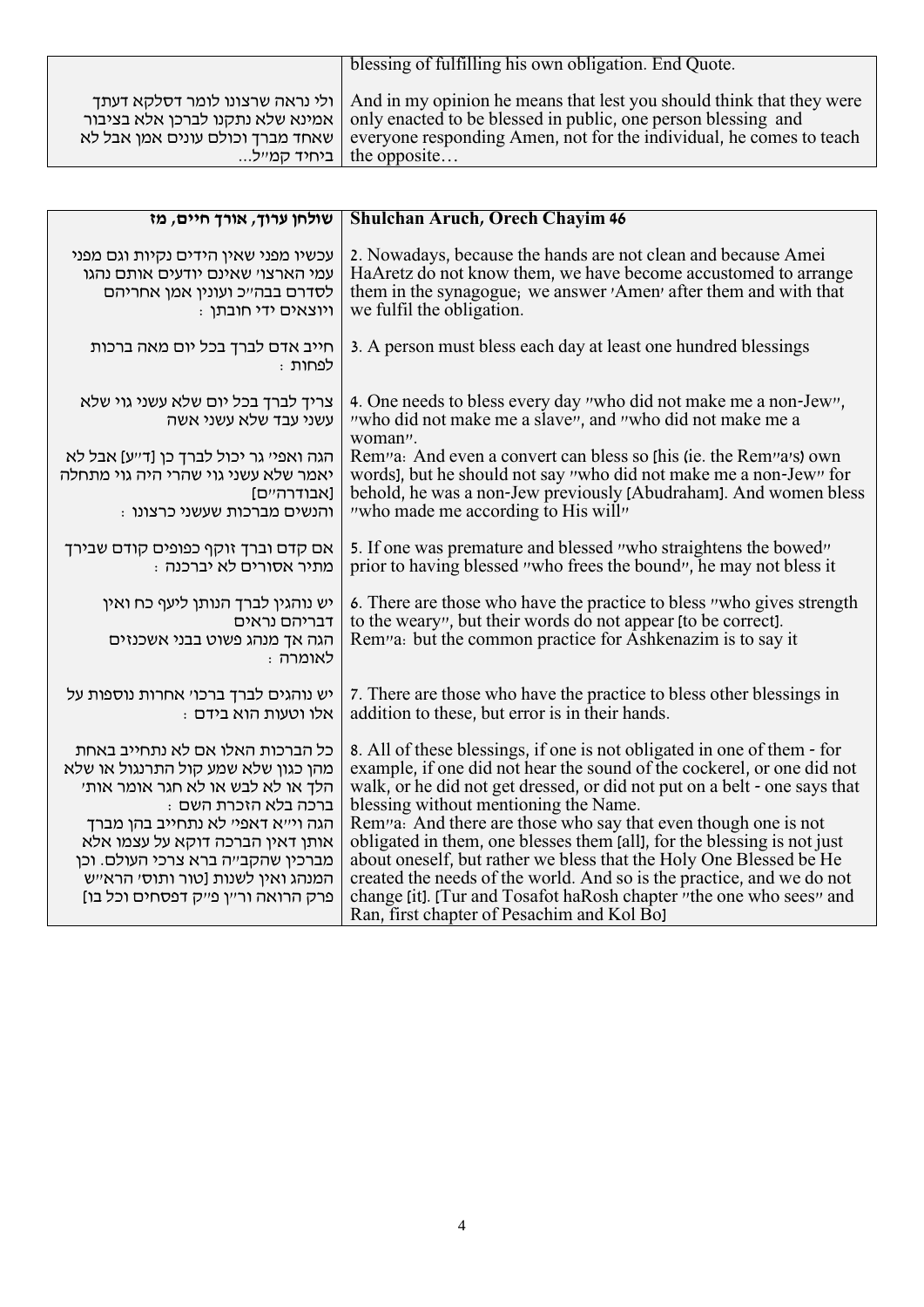| | |
|---|---|
| | blessing of fulfilling his own obligation. End Quote. |
| ולי נראה שרצונו לומר דסלקא דעתך אמינא שלא נתקנו לברכן אלא בציבור שאחד מברך וכולם עונים אמן אבל לא ביחיד קמ"ל... | And in my opinion he means that lest you should think that they were only enacted to be blessed in public, one person blessing and everyone responding Amen, not for the individual, he comes to teach the opposite… |

| **שולחן ערוך, אורך חיים, מז** | **Shulchan Aruch, Orech Chayim 46** |
|---|---|
| עכשיו מפני שאין הידים נקיות וגם מפני עמי הארצו' שאינם יודעים אותם נהגו לסדרם בבה"כ ועונין אמן אחריהם ויוצאים ידי חובתן : | 2. Nowadays, because the hands are not clean and because Amei HaAretz do not know them, we have become accustomed to arrange them in the synagogue; we answer 'Amen' after them and with that we fulfil the obligation. |
| חייב אדם לברך בכל יום מאה ברכות לפחות : | 3. A person must bless each day at least one hundred blessings |
| צריך לברך בכל יום שלא עשני גוי שלא עשני עבד שלא עשני אשה | 4. One needs to bless every day "who did not make me a non-Jew", "who did not make me a slave", and "who did not make me a woman". |
| הגה ואפי' גר יכול לברך כן [ד"ע] אבל לא יאמר שלא עשני גוי שהרי היה גוי מתחלה [אבודרה"ם] והנשים מברכות שעשני כרצונו : | Rem"a: And even a convert can bless so [his (ie. the Rem"a's) own words], but he should not say "who did not make me a non-Jew" for behold, he was a non-Jew previously [Abudraham]. And women bless "who made me according to His will" |
| אם קדם וברך זוקף כפופים קודם שבירך מתיר אסורים לא יברכנה : | 5. If one was premature and blessed "who straightens the bowed" prior to having blessed "who frees the bound", he may not bless it |
| יש נוהגין לברך הנותן ליעף כח ואין דבריהם נראים<br>הגה אך מנהג פשוט בבני אשכנזים לאומרה : | 6. There are those who have the practice to bless "who gives strength to the weary", but their words do not appear [to be correct].<br>Rem"a: but the common practice for Ashkenazim is to say it |
| יש נוהגים לברך ברכו' אחרות נוספות על אלו וטעות הוא בידם : | 7. There are those who have the practice to bless other blessings in addition to these, but error is in their hands. |
| כל הברכות האלו אם לא נתחייב באחת מהן כגון שלא שמע קול התרנגול או שלא הלך או לא לבש או לא חגר אומר אותו' ברכה בלא הזכרת השם : | 8. All of these blessings, if one is not obligated in one of them - for example, if one did not hear the sound of the cockerel, or one did not walk, or he did not get dressed, or did not put on a belt - one says that blessing without mentioning the Name. |
| הגה וי"א דאפי' לא נתחייב בהן מברך אותן דאין הברכה דוקא על עצמו אלא מברכין שהקב"ה ברא צרכי העולם. וכן המנהג ואין לשנות [טור ותוס' הרא"ש פרק הרואה ור"ן פ"ק דפסחים וכל בו] | Rem"a: And there are those who say that even though one is not obligated in them, one blesses them [all], for the blessing is not just about oneself, but rather we bless that the Holy One Blessed be He created the needs of the world. And so is the practice, and we do not change [it]. [Tur and Tosafot haRosh chapter "the one who sees" and Ran, first chapter of Pesachim and Kol Bo] |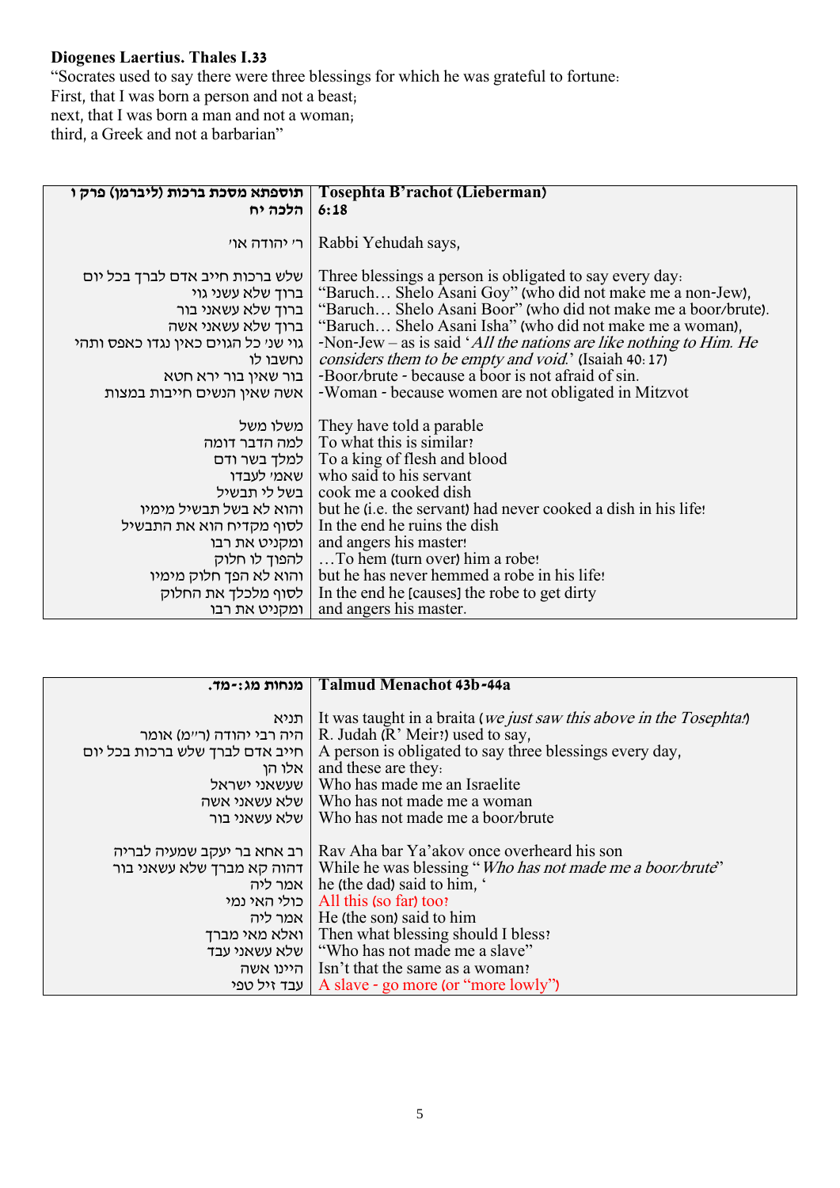**Diogenes Laertius. Thales I.33**

"Socrates used to say there were three blessings for which he was grateful to fortune:
First, that I was born a person and not a beast;
next, that I was born a man and not a woman;
third, a Greek and not a barbarian"

| תוספתא מסכת ברכות (ליברמן) פרק ו הלכה יח | **Tosephta B'rachot (Lieberman) 6:18** |
|---|---|
| ר' יהודה או' | Rabbi Yehudah says, |
| שלש ברכות חייב אדם לברך בכל יום<br>ברוך שלא עשני גוי<br>ברוך שלא עשאני בור<br>ברוך שלא עשאני אשה<br>גוי שנ' כל הגוים כאין נגדו כאפס ותהי נחשבו לו<br>בור שאין בור ירא חטא<br>אשה שאין הנשים חייבות במצות | Three blessings a person is obligated to say every day:<br>"Baruch… Shelo Asani Goy" (who did not make me a non-Jew),<br>"Baruch… Shelo Asani Boor" (who did not make me a boor/brute).<br>"Baruch… Shelo Asani Isha" (who did not make me a woman),<br>-Non-Jew – as is said '*All the nations are like nothing to Him. He considers them to be empty and void.*' (Isaiah 40:17)<br>-Boor/brute - because a boor is not afraid of sin.<br>-Woman - because women are not obligated in Mitzvot |
| משלו משל<br>למה הדבר דומה<br>למלך בשר ודם<br>שאמ' לעבדו<br>בשל לי תבשיל<br>והוא לא בשל תבשיל מימיו<br>לסוף מקדיח הוא את התבשיל<br>ומקניט את רבו<br>להפוך לו חלוק<br>והוא לא הפך חלוק מימיו<br>לסוף מלכלך את החלוק<br>ומקניט את רבו | They have told a parable<br>To what this is similar?<br>To a king of flesh and blood<br>who said to his servant<br>cook me a cooked dish<br>but he (i.e. the servant) had never cooked a dish in his life!<br>In the end he ruins the dish<br>and angers his master!<br>…To hem (turn over) him a robe!<br>but he has never hemmed a robe in his life!<br>In the end he [causes] the robe to get dirty<br>and angers his master. |

| מנחות מג:-מד. | **Talmud Menachot 43b-44a** |
|---|---|
| תניא<br>היה רבי יהודה (ר"מ) אומר<br>חייב אדם לברך שלש ברכות בכל יום<br>אלו הן<br>שעשאני ישראל<br>שלא עשאני אשה<br>שלא עשאני בור | It was taught in a braita (*we just saw this above in the Tosephta!*)<br>R. Judah (R' Meir?) used to say,<br>A person is obligated to say three blessings every day,<br>and these are they:<br>Who has made me an Israelite<br>Who has not made me a woman<br>Who has not made me a boor/brute |
| רב אחא בר יעקב שמעיה לבריה<br>דהוה קא מברך שלא עשאני בור<br>אמר ליה<br>כולי האי נמי<br>אמר ליה<br>ואלא מאי מברך<br>שלא עשאני עבד<br>היינו אשה<br>עבד זיל טפי | Rav Aha bar Ya'akov once overheard his son<br>While he was blessing "*Who has not made me a boor/brute*"<br>he (the dad) said to him, '<br>All this (so far) too?<br>He (the son) said to him<br>Then what blessing should I bless?<br>"Who has not made me a slave"<br>Isn't that the same as a woman?<br>A slave - go more (or "more lowly") |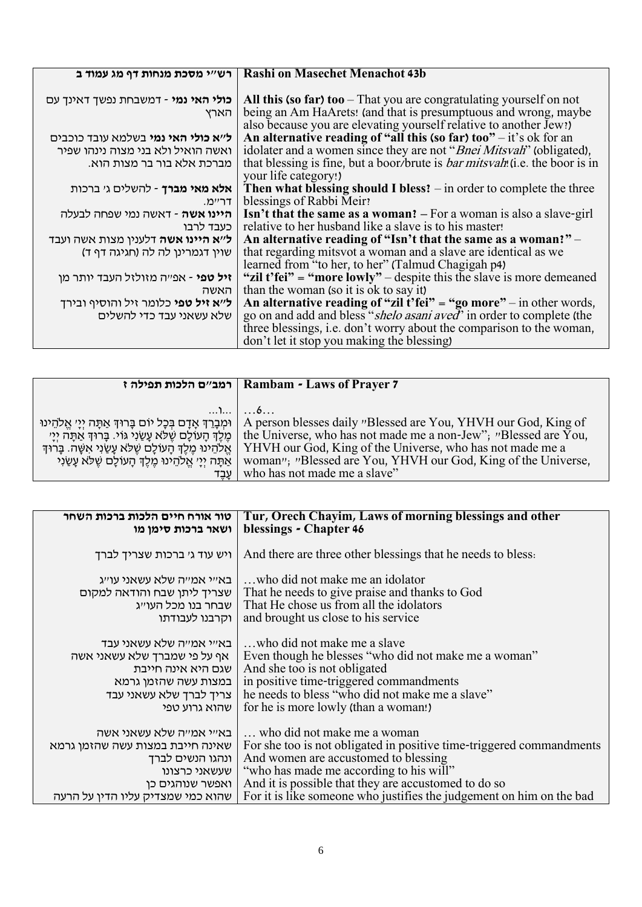| רש"י מסכת מנחות דף מג עמוד ב | Rashi on Masechet Menachot 43b |
|---|---|
| **כולי האי נמי** - דמשבחת נפשך דאינך עם הארץ | **All this (so far) too** – That you are congratulating yourself on not being an Am HaArets! (and that is presumptuous and wrong, maybe also because you are elevating yourself relative to another Jew?) |
| **ל"א כולי האי נמי** בשלמא עובד כוכבים ואשה הואיל ולא בני מצוה נינהו שפיר מברכת אלא בור בר מצות הוא. | **An alternative reading of "all this (so far) too"** – it's ok for an idolater and a women since they are not "*Bnei Mitsvah*" (obligated), that blessing is fine, but a boor/brute is *bar mitsvah*! (i.e. the boor is in your life category!) |
| **אלא מאי מברך** - להשלים ג' ברכות דר"מ. | **Then what blessing should I bless?** – in order to complete the three blessings of Rabbi Meir? |
| **היינו אשה** - דאשה נמי שפחה לבעלה כעבד לרבו | **Isn't that the same as a woman? –** For a woman is also a slave-girl relative to her husband like a slave is to his master! |
| **ל"א היינו אשה** דלענין מצות אשה ועבד שוין דגמרינן לה לה (חגיגה דף ד) | **An alternative reading of "Isn't that the same as a woman?"** – that regarding mitsvot a woman and a slave are identical as we learned from "to her, to her" (Talmud Chagigah p4) |
| **זיל טפי** - אפ"ה מזולזל העבד יותר מן האשה | **"zil t'fei" = "more lowly"** – despite this the slave is more demeaned than the woman (so it is ok to say it) |
| **ל"א זיל טפי** כלומר זיל והוסיף ובירך שלא עשאני עבד כדי להשלים | **An alternative reading of "zil t'fei" = "go more"** – in other words, go on and add and bless "*shelo asani aved*" in order to complete (the three blessings, i.e. don't worry about the comparison to the woman, don't let it stop you making the blessing) |

| רמב"ם הלכות תפילה ז | Rambam - Laws of Prayer 7 |
|---|---|
| ...ו... וּמְבָרֵךְ אָדָם בְּכָל יוֹם בָּרוּךְ אַתָּה יְיָ אֱלֹהֵינוּ מֶלֶךְ הָעוֹלָם שֶׁלֹּא עָשַׂנִי גּוֹי. בָּרוּךְ אַתָּה יְיָ אֱלֹהֵינוּ מֶלֶךְ הָעוֹלָם שֶׁלֹּא עָשַׂנִי אִשָּׁה. בָּרוּךְ אַתָּה יְיָ אֱלֹהֵינוּ מֶלֶךְ הָעוֹלָם שֶׁלֹּא עָשַׂנִי עָבֶד | ...6... A person blesses daily "Blessed are You, YHVH our God, King of the Universe, who has not made me a non-Jew"; "Blessed are You, YHVH our God, King of the Universe, who has not made me a woman"; "Blessed are You, YHVH our God, King of the Universe, who has not made me a slave" |

| טור אורח חיים הלכות ברכות השחר ושאר ברכות סימן מו | Tur, Orech Chayim, Laws of morning blessings and other blessings - Chapter 46 |
|---|---|
| ויש עוד ג' ברכות שצריך לברך | And there are three other blessings that he needs to bless: |
| בא"י אמ"ה שלא עשאני עו"ג<br>שצריך ליתן שבח והודאה למקום<br>שבחר בנו מכל העו"ג<br>וקרבנו לעבודתו | ...who did not make me an idolator<br>That he needs to give praise and thanks to God<br>That He chose us from all the idolators<br>and brought us close to his service |
| בא"י אמ"ה שלא עשאני עבד<br>אף על פי שמברך שלא עשאני אשה<br>שגם היא אינה חייבת<br>במצות עשה שהזמן גרמא<br>צריך לברך שלא עשאני עבד<br>שהוא גרוע טפי | ...who did not make me a slave<br>Even though he blesses "who did not make me a woman"<br>And she too is not obligated<br>in positive time-triggered commandments<br>he needs to bless "who did not make me a slave"<br>for he is more lowly (than a woman!) |
| בא"י אמ"ה שלא עשאני אשה<br>שאינה חייבת במצות עשה שהזמן גרמא<br>ונהגו הנשים לברך<br>שעשאני כרצונו<br>ואפשר שנוהגים כן<br>שהוא כמי שמצדיק עליו הדין על הרעה | ... who did not make me a woman<br>For she too is not obligated in positive time-triggered commandments<br>And women are accustomed to blessing<br>"who has made me according to his will"<br>And it is possible that they are accustomed to do so<br>For it is like someone who justifies the judgement on him on the bad |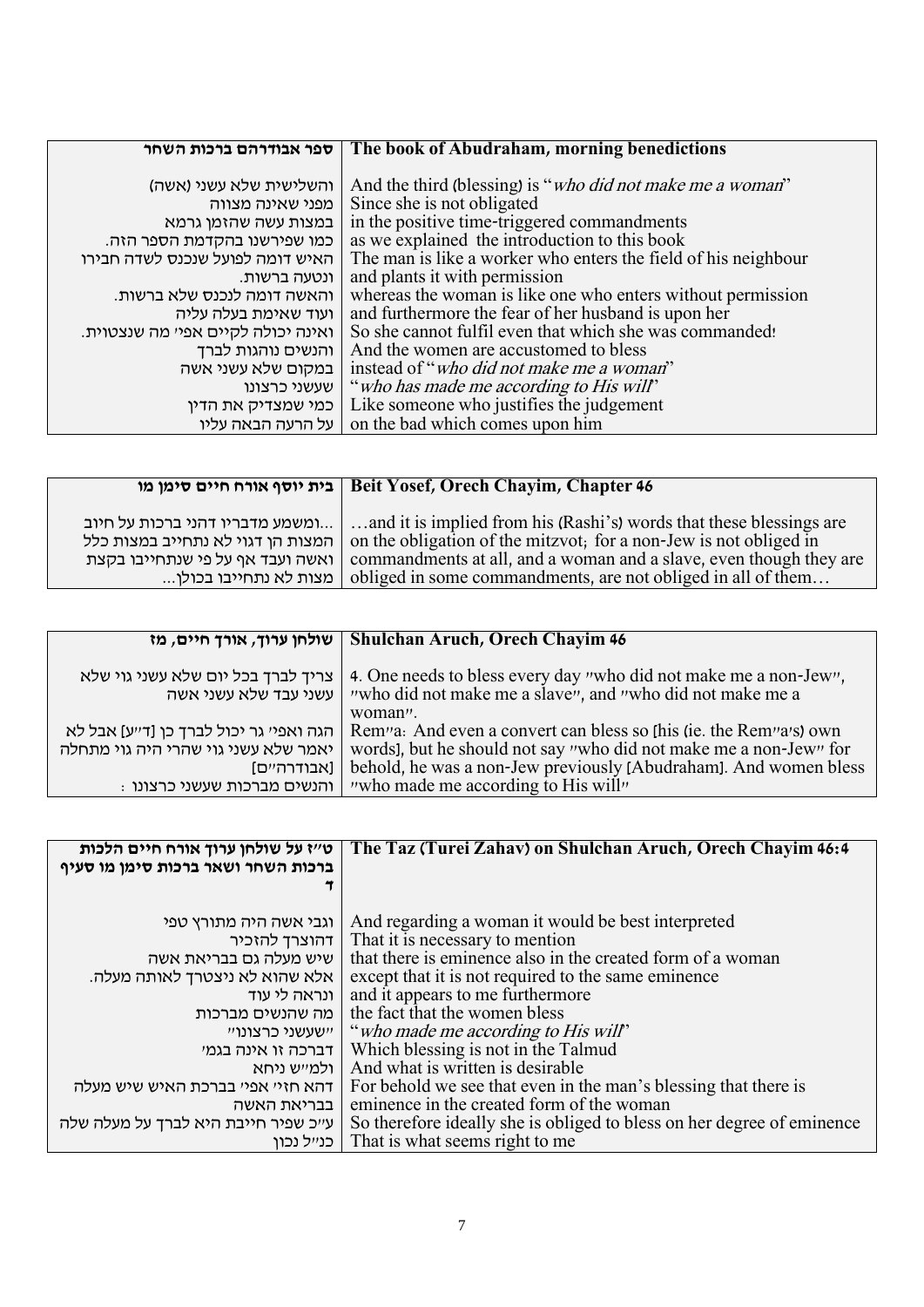| ספר אבודרהם ברכות השחר | The book of Abudraham, morning benedictions |
|---|---|
| והשלישית שלא עשני (אשה)<br>מפני שאינה מצווה<br>במצות עשה שהזמן גרמא<br>כמו שפירשנו בהקדמת הספר הזה.<br>האיש דומה לפועל שנכנס לשדה חבירו<br>ונטעה ברשות.<br>והאשה דומה לנכנס שלא ברשות.<br>ועוד שאימת בעלה עליה<br>ואינה יכולה לקיים אפי' מה שנצטוית.<br>והנשים נוהגות לברך<br>במקום שלא עשני אשה<br>שעשני כרצונו<br>כמי שמצדיק את הדין<br>על הרעה הבאה עליו | And the third (blessing) is "*who did not make me a woman*"<br>Since she is not obligated<br>in the positive time-triggered commandments<br>as we explained the introduction to this book<br>The man is like a worker who enters the field of his neighbour<br>and plants it with permission<br>whereas the woman is like one who enters without permission<br>and furthermore the fear of her husband is upon her<br>So she cannot fulfil even that which she was commanded!<br>And the women are accustomed to bless<br>instead of "*who did not make me a woman*"<br>"*who has made me according to His will*"<br>Like someone who justifies the judgement<br>on the bad which comes upon him |

| בית יוסף אורח חיים סימן מו | Beit Yosef, Orech Chayim, Chapter 46 |
|---|---|
| ...ומשמע מדבריו דהני ברכות על חיוב המצות הן דגוי לא נתחייב במצות כלל ואשה ועבד אף על פי שנתחייבו בקצת מצות לא נתחייבו בכולן... | …and it is implied from his (Rashi's) words that these blessings are on the obligation of the mitzvot; for a non-Jew is not obliged in commandments at all, and a woman and a slave, even though they are obliged in some commandments, are not obliged in all of them… |

| שולחן ערוך, אורח חיים, מז | Shulchan Aruch, Orech Chayim 46 |
|---|---|
| צריך לברך בכל יום שלא עשני גוי שלא עשני עבד שלא עשני אשה | 4. One needs to bless every day "who did not make me a non-Jew", "who did not make me a slave", and "who did not make me a woman". |
| הגה ואפי' גר יכול לברך כן [ד"ע] אבל לא יאמר שלא עשני גוי שהרי היה גוי מתחלה [אבודרה"ם]<br>והנשים מברכות שעשני כרצונו : | Rem"a: And even a convert can bless so [his (ie. the Rem"a's) own words], but he should not say "who did not make me a non-Jew" for behold, he was a non-Jew previously [Abudraham]. And women bless "who made me according to His will" |

| ט"ז על שולחן ערוך אורח חיים הלכות ברכות השחר ושאר ברכות סימן מו סעיף ד | The Taz (Turei Zahav) on Shulchan Aruch, Orech Chayim 46:4 |
|---|---|
| וגבי אשה היה מתורץ טפי<br>דהוצרך להזכיר<br>שיש מעלה גם בבריאת אשה<br>אלא שהוא לא ניצטרך לאותה מעלה.<br>ונראה לי עוד<br>מה שהנשים מברכות<br>"שעשני כרצונו"<br>דברכה זו אינה בגמ'<br>ולמ"ש ניחא<br>דהא חזי' אפי' בברכת האיש שיש מעלה בבריאת האשה<br>ע"כ שפיר חייבת היא לברך על מעלה שלה<br>כנ"ל נכון | And regarding a woman it would be best interpreted<br>That it is necessary to mention<br>that there is eminence also in the created form of a woman<br>except that it is not required to the same eminence<br>and it appears to me furthermore<br>the fact that the women bless<br>"*who made me according to His will*"<br>Which blessing is not in the Talmud<br>And what is written is desirable<br>For behold we see that even in the man's blessing that there is eminence in the created form of the woman<br>So therefore ideally she is obliged to bless on her degree of eminence<br>That is what seems right to me |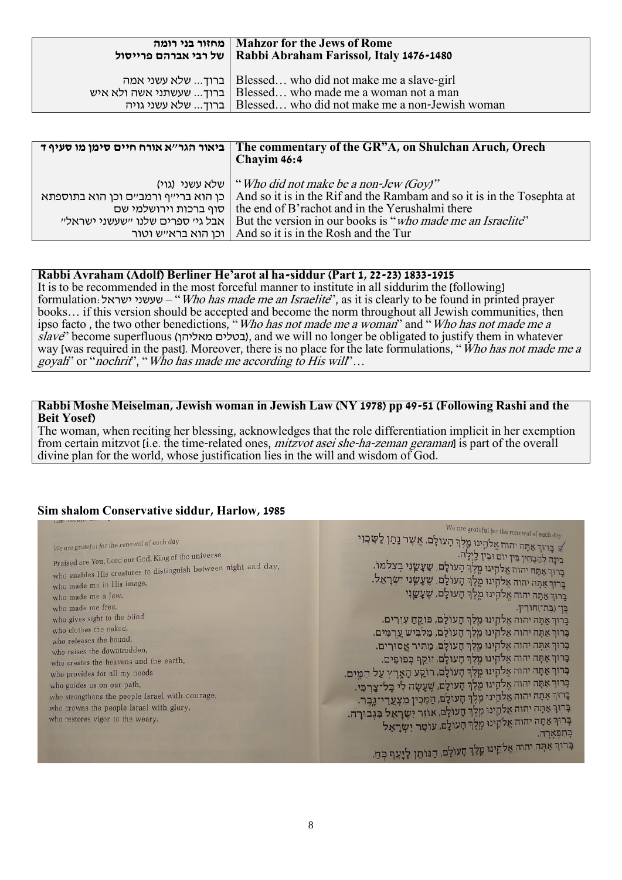| מחזור בני רומה של רבי אברהם פריסול | **Mahzor for the Jews of Rome** **Rabbi Abraham Farissol, Italy 1476-1480** |
| --- | --- |
| ברוך... שלא עשני אמה ברוך... שעשתני אשה ולא איש ברוך... שלא עשני גויה | Blessed… who did not make me a slave-girl Blessed… who made me a woman not a man Blessed… who did not make me a non-Jewish woman |

| ביאור הגר"א אורח חיים סימן מו סעיף ד | **The commentary of the GR"A, on Shulchan Aruch, Orech Chayim 46:4** |
| --- | --- |
| שלא עשני (גוי) כן הוא ברי"ף ורמב"ם וכן הוא בתוספתא סוף ברכות וירושלמי שם אבל גי' ספרים שלנו "שעשני ישראל" וכן הוא ברא"ש וטור | "*Who did not make be a non-Jew (Goy)*" And so it is in the Rif and the Rambam and so it is in the Tosephta at the end of B'rachot and in the Yerushalmi there But the version in our books is "*who made me an Israelite*" And so it is in the Rosh and the Tur |

**Rabbi Avraham (Adolf) Berliner He'arot al ha-siddur (Part 1, 22-23) 1833-1915**

It is to be recommended in the most forceful manner to institute in all siddurim the [following] formulation: שעשני ישראל – "*Who has made me an Israelite*", as it is clearly to be found in printed prayer books… if this version should be accepted and become the norm throughout all Jewish communities, then ipso facto, the two other benedictions, "*Who has not made me a woman*" and "*Who has not made me a slave*" become superfluous (בטלים מאליהן), and we will no longer be obligated to justify them in whatever way [was required in the past]. Moreover, there is no place for the late formulations, "*Who has not made me a goyah*" or "*nochrit*", "*Who has made me according to His will*"…

**Rabbi Moshe Meiselman, Jewish woman in Jewish Law (NY 1978) pp 49-51 (Following Rashi and the Beit Yosef)**

The woman, when reciting her blessing, acknowledges that the role differentiation implicit in her exemption from certain mitzvot [i.e. the time-related ones, *mitzvot asei she-ha-zeman geraman*] is part of the overall divine plan for the world, whose justification lies in the will and wisdom of God.

**Sim shalom Conservative siddur, Harlow, 1985**

*We are grateful for the renewal of each day*

Praised are You, Lord our God, King of the universe
who enables His creatures to distinguish between night and day,
who made me in His image,
who made me a Jew,
who made me free,
who gives sight to the blind,
who clothes the naked,
who releases the bound,
who raises the downtrodden,
who creates the heavens and the earth,
who provides for all my needs,
who guides us on our path,
who strengthens the people Israel with courage,
who crowns the people Israel with glory,
who restores vigor to the weary.

We are grateful for the renewal of each day

בָּרוּךְ אַתָּה יהוה אֱלֹהֵינוּ מֶלֶךְ הָעוֹלָם, אֲשֶׁר נָתַן לַשֶּׂכְוִי בִינָה לְהַבְחִין בֵּין יוֹם וּבֵין לָיְלָה.
בָּרוּךְ אַתָּה יהוה אֱלֹהֵינוּ מֶלֶךְ הָעוֹלָם, שֶׁעָשַׂנִי בְּצַלְמוֹ.
בָּרוּךְ אַתָּה יהוה אֱלֹהֵינוּ מֶלֶךְ הָעוֹלָם, שֶׁעָשַׂנִי יִשְׂרָאֵל.
בָּרוּךְ אַתָּה יהוה אֱלֹהֵינוּ מֶלֶךְ הָעוֹלָם, שֶׁעָשַׂנִי בֶּן־ (בַּת־)חוֹרִין.
בָּרוּךְ אַתָּה יהוה אֱלֹהֵינוּ מֶלֶךְ הָעוֹלָם, פּוֹקֵחַ עִוְרִים.
בָּרוּךְ אַתָּה יהוה אֱלֹהֵינוּ מֶלֶךְ הָעוֹלָם, מַלְבִּישׁ עֲרֻמִּים.
בָּרוּךְ אַתָּה יהוה אֱלֹהֵינוּ מֶלֶךְ הָעוֹלָם, מַתִּיר אֲסוּרִים.
בָּרוּךְ אַתָּה יהוה אֱלֹהֵינוּ מֶלֶךְ הָעוֹלָם, זוֹקֵף כְּפוּפִים.
בָּרוּךְ אַתָּה יהוה אֱלֹהֵינוּ מֶלֶךְ הָעוֹלָם, רוֹקַע הָאָרֶץ עַל הַמָּיִם.
בָּרוּךְ אַתָּה יהוה אֱלֹהֵינוּ מֶלֶךְ הָעוֹלָם, שֶׁעָשָׂה לִי כָּל־צָרְכִּי.
בָּרוּךְ אַתָּה יהוה אֱלֹהֵינוּ מֶלֶךְ הָעוֹלָם, הַמֵּכִין מִצְעֲדֵי־גָבֶר.
בָּרוּךְ אַתָּה יהוה אֱלֹהֵינוּ מֶלֶךְ הָעוֹלָם, אוֹזֵר יִשְׂרָאֵל בִּגְבוּרָה.
בָּרוּךְ אַתָּה יהוה אֱלֹהֵינוּ מֶלֶךְ הָעוֹלָם, עוֹטֵר יִשְׂרָאֵל בְּתִפְאָרָה.
בָּרוּךְ אַתָּה יהוה אֱלֹהֵינוּ מֶלֶךְ הָעוֹלָם, הַנּוֹתֵן לַיָּעֵף כֹּחַ.